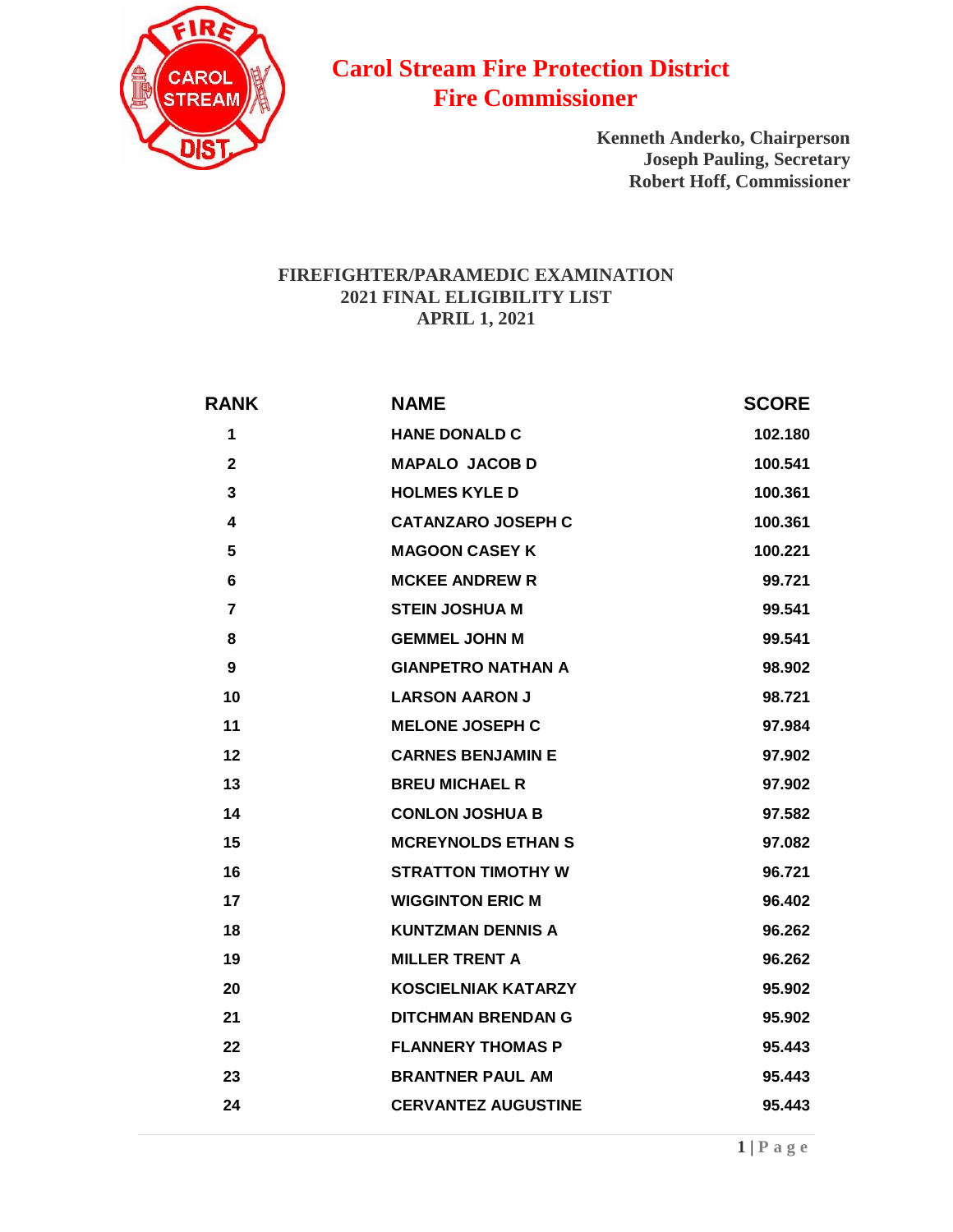# Carol Stream Fire Protection District
# Fire Commissioner

**Kenneth Anderko, Chairperson**
**Joseph Pauling, Secretary**
**Robert Hoff, Commissioner**

## FIREFIGHTER/PARAMEDIC EXAMINATION
## 2021 FINAL ELIGIBILITY LIST
## APRIL 1, 2021

| RANK | NAME | SCORE |
|---|---|---|
| 1 | HANE DONALD C | 102.180 |
| 2 | MAPALO JACOB D | 100.541 |
| 3 | HOLMES KYLE D | 100.361 |
| 4 | CATANZARO JOSEPH C | 100.361 |
| 5 | MAGOON CASEY K | 100.221 |
| 6 | MCKEE ANDREW R | 99.721 |
| 7 | STEIN JOSHUA M | 99.541 |
| 8 | GEMMEL JOHN M | 99.541 |
| 9 | GIANPETRO NATHAN A | 98.902 |
| 10 | LARSON AARON J | 98.721 |
| 11 | MELONE JOSEPH C | 97.984 |
| 12 | CARNES BENJAMIN E | 97.902 |
| 13 | BREU MICHAEL R | 97.902 |
| 14 | CONLON JOSHUA B | 97.582 |
| 15 | MCREYNOLDS ETHAN S | 97.082 |
| 16 | STRATTON TIMOTHY W | 96.721 |
| 17 | WIGGINTON ERIC M | 96.402 |
| 18 | KUNTZMAN DENNIS A | 96.262 |
| 19 | MILLER TRENT A | 96.262 |
| 20 | KOSCIELNIAK KATARZY | 95.902 |
| 21 | DITCHMAN BRENDAN G | 95.902 |
| 22 | FLANNERY THOMAS P | 95.443 |
| 23 | BRANTNER PAUL AM | 95.443 |
| 24 | CERVANTEZ AUGUSTINE | 95.443 |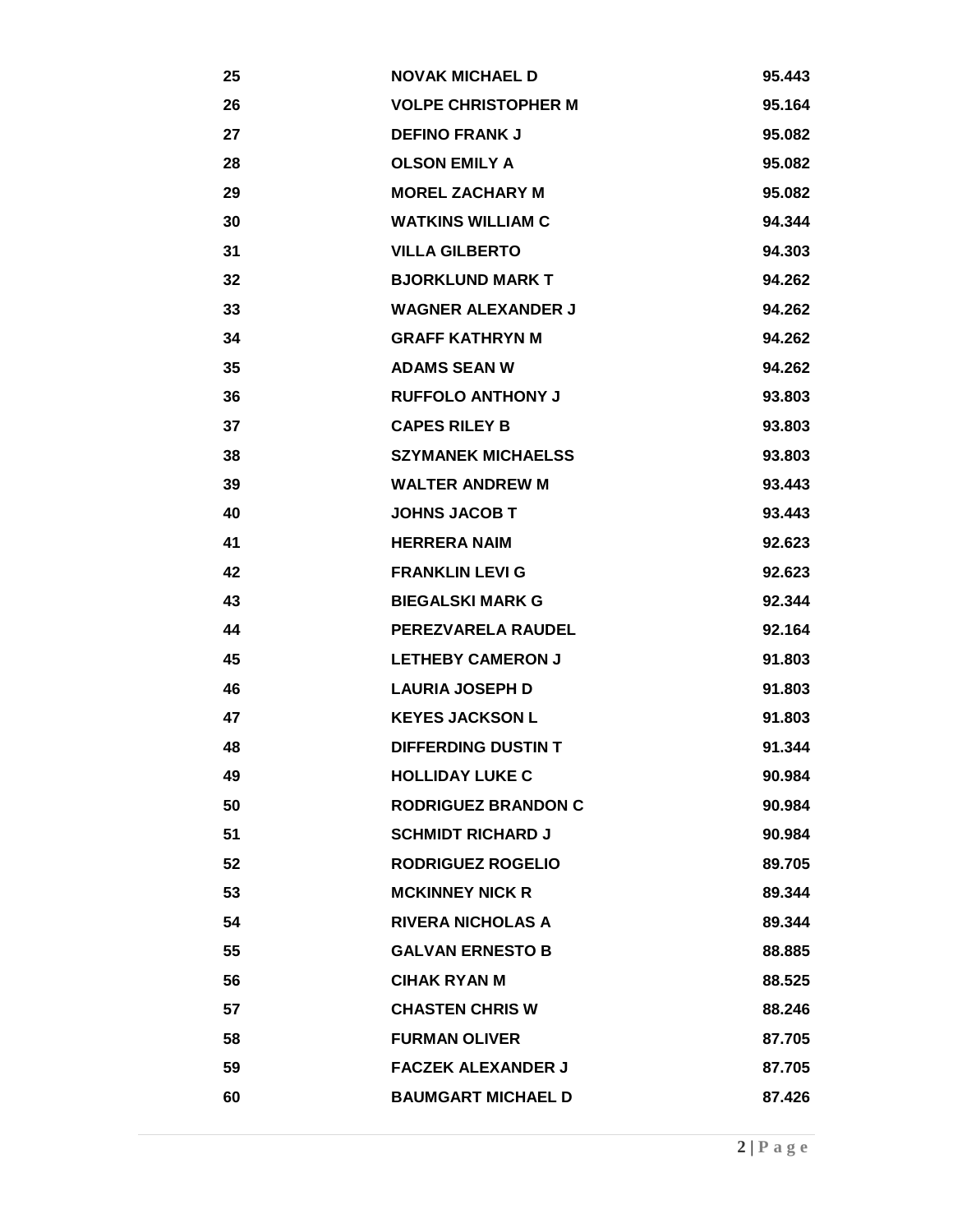| | | |
|---|---|---|
| 25 | NOVAK MICHAEL D | 95.443 |
| 26 | VOLPE CHRISTOPHER M | 95.164 |
| 27 | DEFINO FRANK J | 95.082 |
| 28 | OLSON EMILY A | 95.082 |
| 29 | MOREL ZACHARY M | 95.082 |
| 30 | WATKINS WILLIAM C | 94.344 |
| 31 | VILLA GILBERTO | 94.303 |
| 32 | BJORKLUND MARK T | 94.262 |
| 33 | WAGNER ALEXANDER J | 94.262 |
| 34 | GRAFF KATHRYN M | 94.262 |
| 35 | ADAMS SEAN W | 94.262 |
| 36 | RUFFOLO ANTHONY J | 93.803 |
| 37 | CAPES RILEY B | 93.803 |
| 38 | SZYMANEK MICHAELSS | 93.803 |
| 39 | WALTER ANDREW M | 93.443 |
| 40 | JOHNS JACOB T | 93.443 |
| 41 | HERRERA NAIM | 92.623 |
| 42 | FRANKLIN LEVI G | 92.623 |
| 43 | BIEGALSKI MARK G | 92.344 |
| 44 | PEREZVARELA RAUDEL | 92.164 |
| 45 | LETHEBY CAMERON J | 91.803 |
| 46 | LAURIA JOSEPH D | 91.803 |
| 47 | KEYES JACKSON L | 91.803 |
| 48 | DIFFERDING DUSTIN T | 91.344 |
| 49 | HOLLIDAY LUKE C | 90.984 |
| 50 | RODRIGUEZ BRANDON C | 90.984 |
| 51 | SCHMIDT RICHARD J | 90.984 |
| 52 | RODRIGUEZ ROGELIO | 89.705 |
| 53 | MCKINNEY NICK R | 89.344 |
| 54 | RIVERA NICHOLAS A | 89.344 |
| 55 | GALVAN ERNESTO B | 88.885 |
| 56 | CIHAK RYAN M | 88.525 |
| 57 | CHASTEN CHRIS W | 88.246 |
| 58 | FURMAN OLIVER | 87.705 |
| 59 | FACZEK ALEXANDER J | 87.705 |
| 60 | BAUMGART MICHAEL D | 87.426 |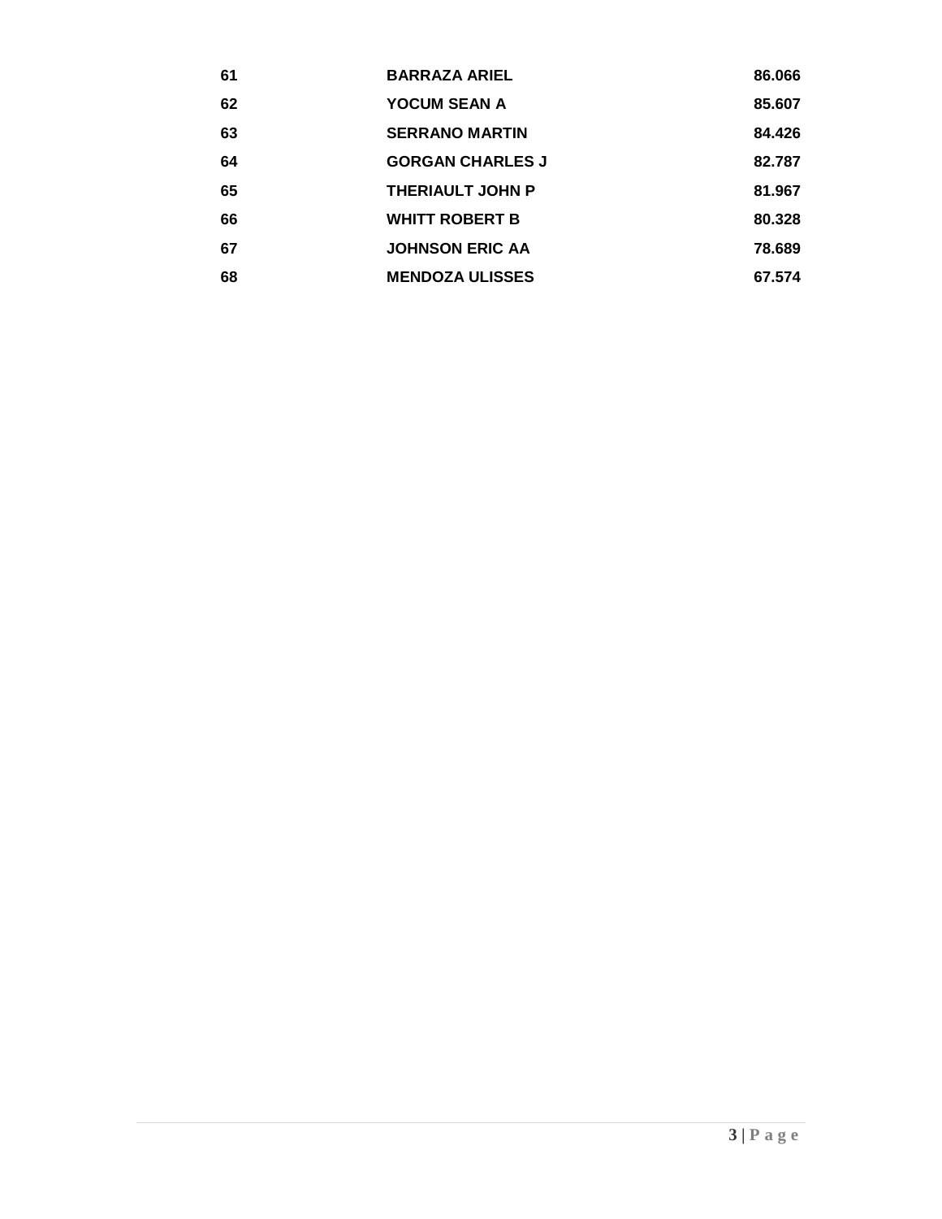| | | |
|---|---|---|
| **61** | **BARRAZA ARIEL** | **86.066** |
| **62** | **YOCUM SEAN A** | **85.607** |
| **63** | **SERRANO MARTIN** | **84.426** |
| **64** | **GORGAN CHARLES J** | **82.787** |
| **65** | **THERIAULT JOHN P** | **81.967** |
| **66** | **WHITT ROBERT B** | **80.328** |
| **67** | **JOHNSON ERIC AA** | **78.689** |
| **68** | **MENDOZA ULISSES** | **67.574** |